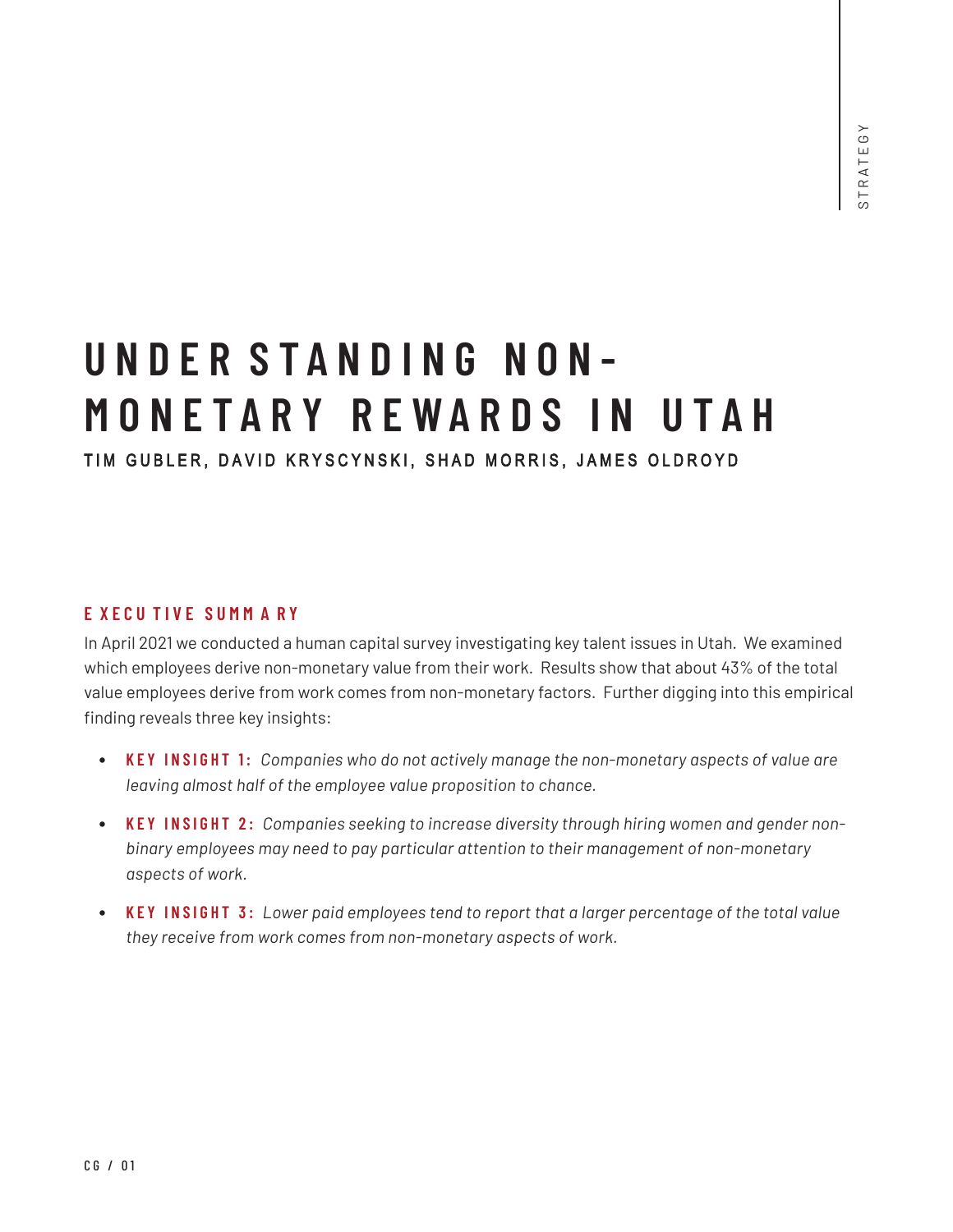# UNDERSTANDING NON-MONETARY REWARDS IN UTAH

TIM GUBLER, DAVID KRYSCYNSKI, SHAD MORRIS, JAMES OLDROYD

## EXECUTIVE SUMMARY

In April 2021 we conducted a human capital survey investigating key talent issues in Utah. We examined which employees derive non-monetary value from their work. Results show that about 43% of the total value employees derive from work comes from non-monetary factors. Further digging into this empirical finding reveals three key insights:

- **KEY INSIGHT 1:** *Companies who do not actively manage the non-monetary aspects of value are leaving almost half of the employee value proposition to chance.*
- **KEY INSIGHT 2:** *Companies seeking to increase diversity through hiring women and gender non-binary employees may need to pay particular attention to their management of non-monetary aspects of work.*
- **KEY INSIGHT 3:** *Lower paid employees tend to report that a larger percentage of the total value they receive from work comes from non-monetary aspects of work.*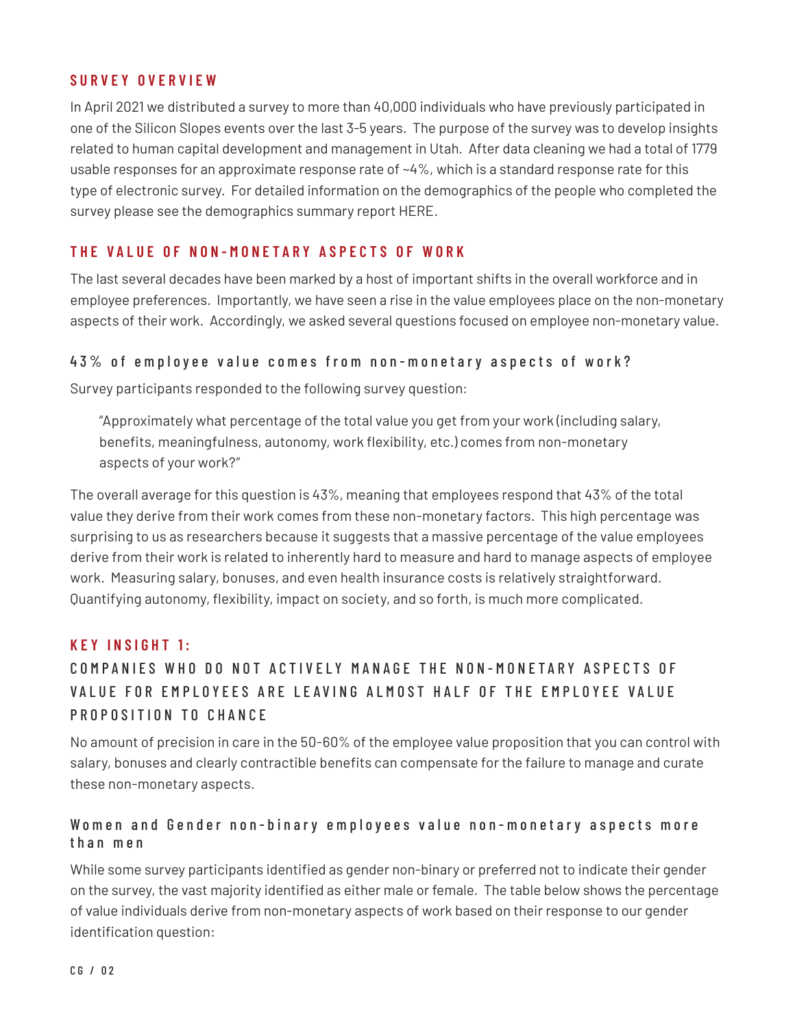## SURVEY OVERVIEW

In April 2021 we distributed a survey to more than 40,000 individuals who have previously participated in one of the Silicon Slopes events over the last 3-5 years. The purpose of the survey was to develop insights related to human capital development and management in Utah. After data cleaning we had a total of 1779 usable responses for an approximate response rate of ~4%, which is a standard response rate for this type of electronic survey. For detailed information on the demographics of the people who completed the survey please see the demographics summary report HERE.

## THE VALUE OF NON-MONETARY ASPECTS OF WORK

The last several decades have been marked by a host of important shifts in the overall workforce and in employee preferences. Importantly, we have seen a rise in the value employees place on the non-monetary aspects of their work. Accordingly, we asked several questions focused on employee non-monetary value.

### 43% of employee value comes from non-monetary aspects of work?

Survey participants responded to the following survey question:

> "Approximately what percentage of the total value you get from your work (including salary, benefits, meaningfulness, autonomy, work flexibility, etc.) comes from non-monetary aspects of your work?"

The overall average for this question is 43%, meaning that employees respond that 43% of the total value they derive from their work comes from these non-monetary factors. This high percentage was surprising to us as researchers because it suggests that a massive percentage of the value employees derive from their work is related to inherently hard to measure and hard to manage aspects of employee work. Measuring salary, bonuses, and even health insurance costs is relatively straightforward. Quantifying autonomy, flexibility, impact on society, and so forth, is much more complicated.

## KEY INSIGHT 1:

### COMPANIES WHO DO NOT ACTIVELY MANAGE THE NON-MONETARY ASPECTS OF VALUE FOR EMPLOYEES ARE LEAVING ALMOST HALF OF THE EMPLOYEE VALUE PROPOSITION TO CHANCE

No amount of precision in care in the 50-60% of the employee value proposition that you can control with salary, bonuses and clearly contractible benefits can compensate for the failure to manage and curate these non-monetary aspects.

### Women and Gender non-binary employees value non-monetary aspects more than men

While some survey participants identified as gender non-binary or preferred not to indicate their gender on the survey, the vast majority identified as either male or female. The table below shows the percentage of value individuals derive from non-monetary aspects of work based on their response to our gender identification question: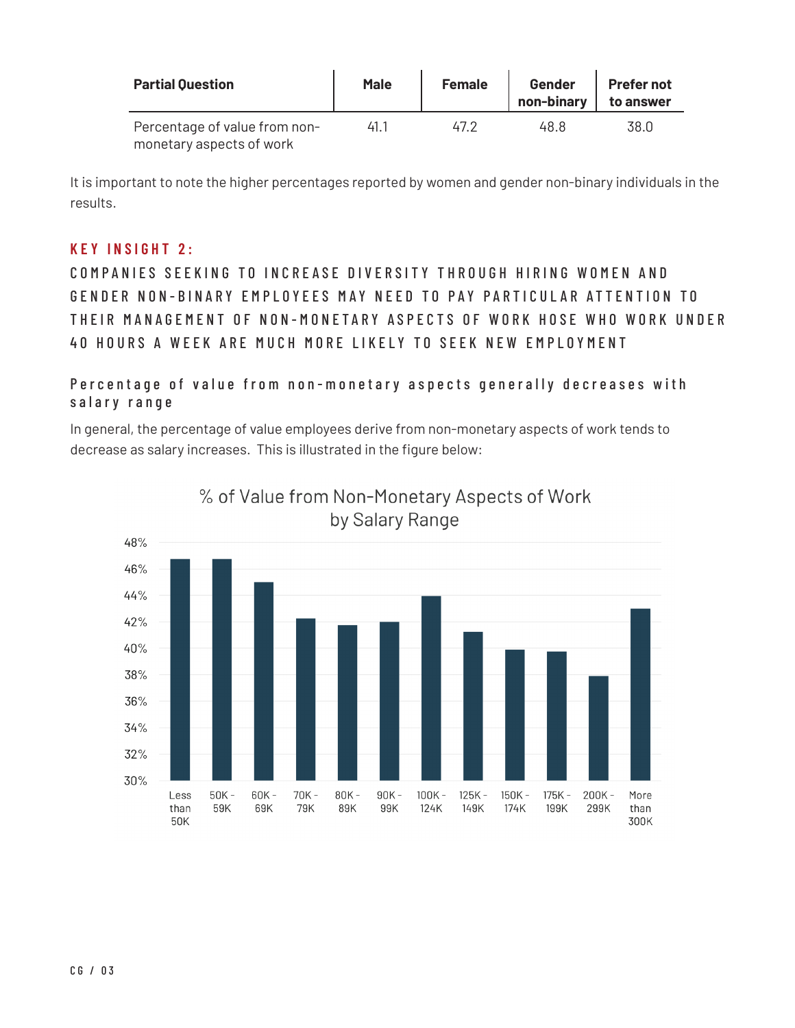| Partial Question | Male | Female | Gender non-binary | Prefer not to answer |
|---|---|---|---|---|
| Percentage of value from non-monetary aspects of work | 41.1 | 47.2 | 48.8 | 38.0 |

It is important to note the higher percentages reported by women and gender non-binary individuals in the results.

### KEY INSIGHT 2:

### COMPANIES SEEKING TO INCREASE DIVERSITY THROUGH HIRING WOMEN AND GENDER NON-BINARY EMPLOYEES MAY NEED TO PAY PARTICULAR ATTENTION TO THEIR MANAGEMENT OF NON-MONETARY ASPECTS OF WORK HOSE WHO WORK UNDER 40 HOURS A WEEK ARE MUCH MORE LIKELY TO SEEK NEW EMPLOYMENT

#### Percentage of value from non-monetary aspects generally decreases with salary range

In general, the percentage of value employees derive from non-monetary aspects of work tends to decrease as salary increases. This is illustrated in the figure below:

% of Value from Non-Monetary Aspects of Work by Salary Range

48%
46%
44%
42%
40%
38%
36%
34%
32%
30%

Less than 50K
50K - 59K
60K - 69K
70K - 79K
80K - 89K
90K - 99K
100K - 124K
125K - 149K
150K - 174K
175K - 199K
200K - 299K
More than 300K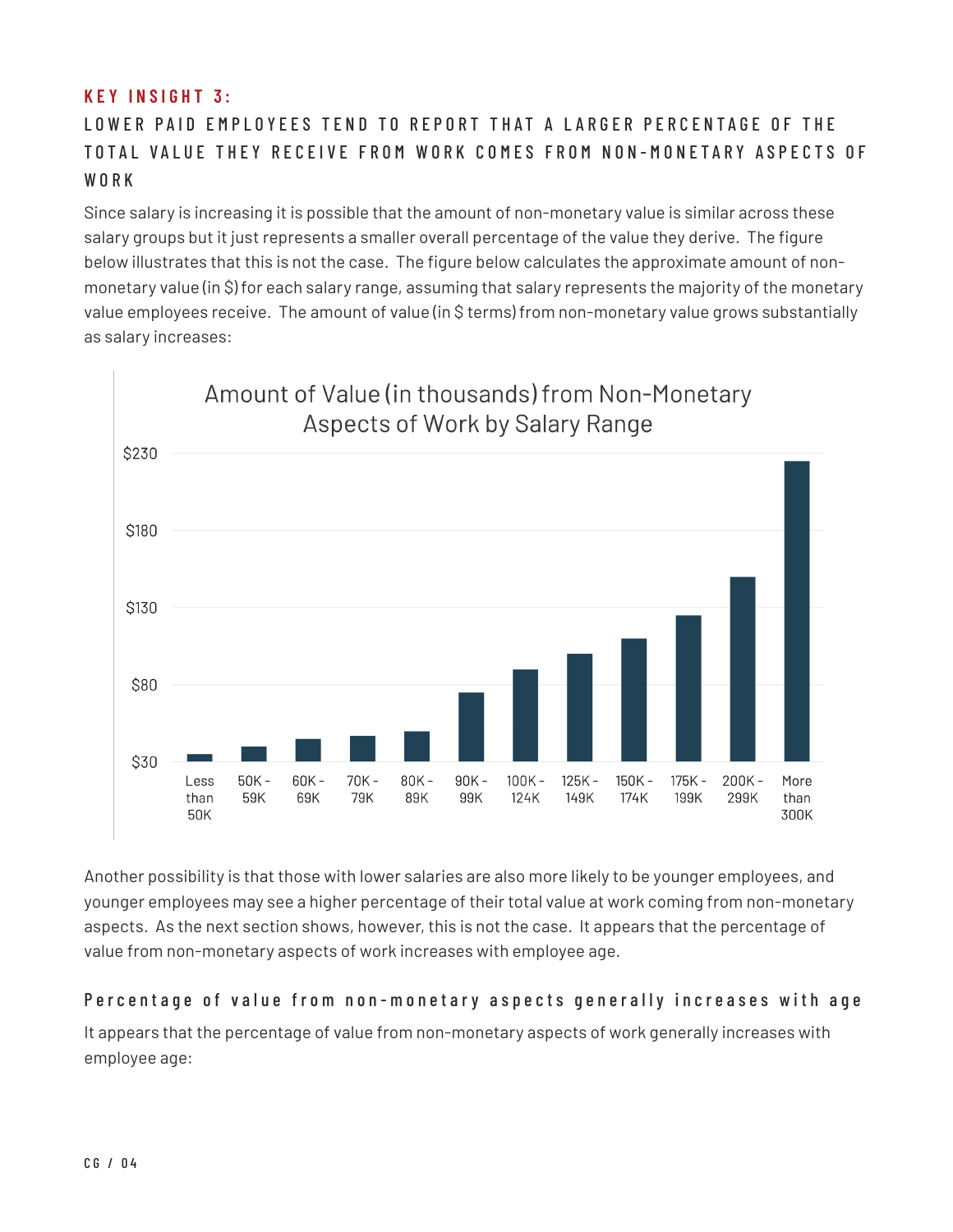### KEY INSIGHT 3:

### LOWER PAID EMPLOYEES TEND TO REPORT THAT A LARGER PERCENTAGE OF THE TOTAL VALUE THEY RECEIVE FROM WORK COMES FROM NON-MONETARY ASPECTS OF WORK

Since salary is increasing it is possible that the amount of non-monetary value is similar across these salary groups but it just represents a smaller overall percentage of the value they derive. The figure below illustrates that this is not the case. The figure below calculates the approximate amount of non-monetary value (in $) for each salary range, assuming that salary represents the majority of the monetary value employees receive. The amount of value (in $ terms) from non-monetary value grows substantially as salary increases:

Amount of Value (in thousands) from Non-Monetary Aspects of Work by Salary Range

$230
$180
$130
$80
$30

Less than 50K
50K - 59K
60K - 69K
70K - 79K
80K - 89K
90K - 99K
100K - 124K
125K - 149K
150K - 174K
175K - 199K
200K - 299K
More than 300K

Another possibility is that those with lower salaries are also more likely to be younger employees, and younger employees may see a higher percentage of their total value at work coming from non-monetary aspects. As the next section shows, however, this is not the case. It appears that the percentage of value from non-monetary aspects of work increases with employee age.

#### Percentage of value from non-monetary aspects generally increases with age

It appears that the percentage of value from non-monetary aspects of work generally increases with employee age: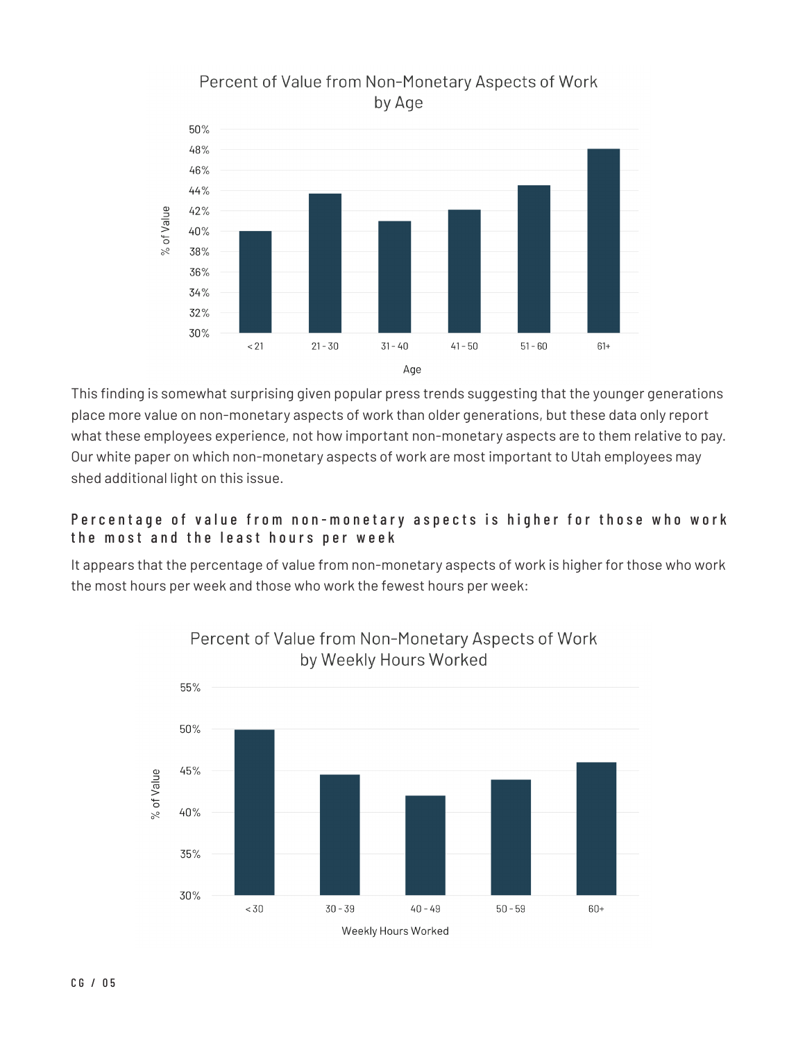Percent of Value from Non-Monetary Aspects of Work by Age

50%
48%
46%
44%
42%
40%
38%
36%
34%
32%
30%

% of Value

< 21
21 - 30
31 - 40
41 - 50
51 - 60
61+

Age

This finding is somewhat surprising given popular press trends suggesting that the younger generations place more value on non-monetary aspects of work than older generations, but these data only report what these employees experience, not how important non-monetary aspects are to them relative to pay. Our white paper on which non-monetary aspects of work are most important to Utah employees may shed additional light on this issue.

### Percentage of value from non-monetary aspects is higher for those who work the most and the least hours per week

It appears that the percentage of value from non-monetary aspects of work is higher for those who work the most hours per week and those who work the fewest hours per week:

Percent of Value from Non-Monetary Aspects of Work by Weekly Hours Worked

55%
50%
45%
40%
35%
30%

% of Value

< 30
30 - 39
40 - 49
50 - 59
60+

Weekly Hours Worked